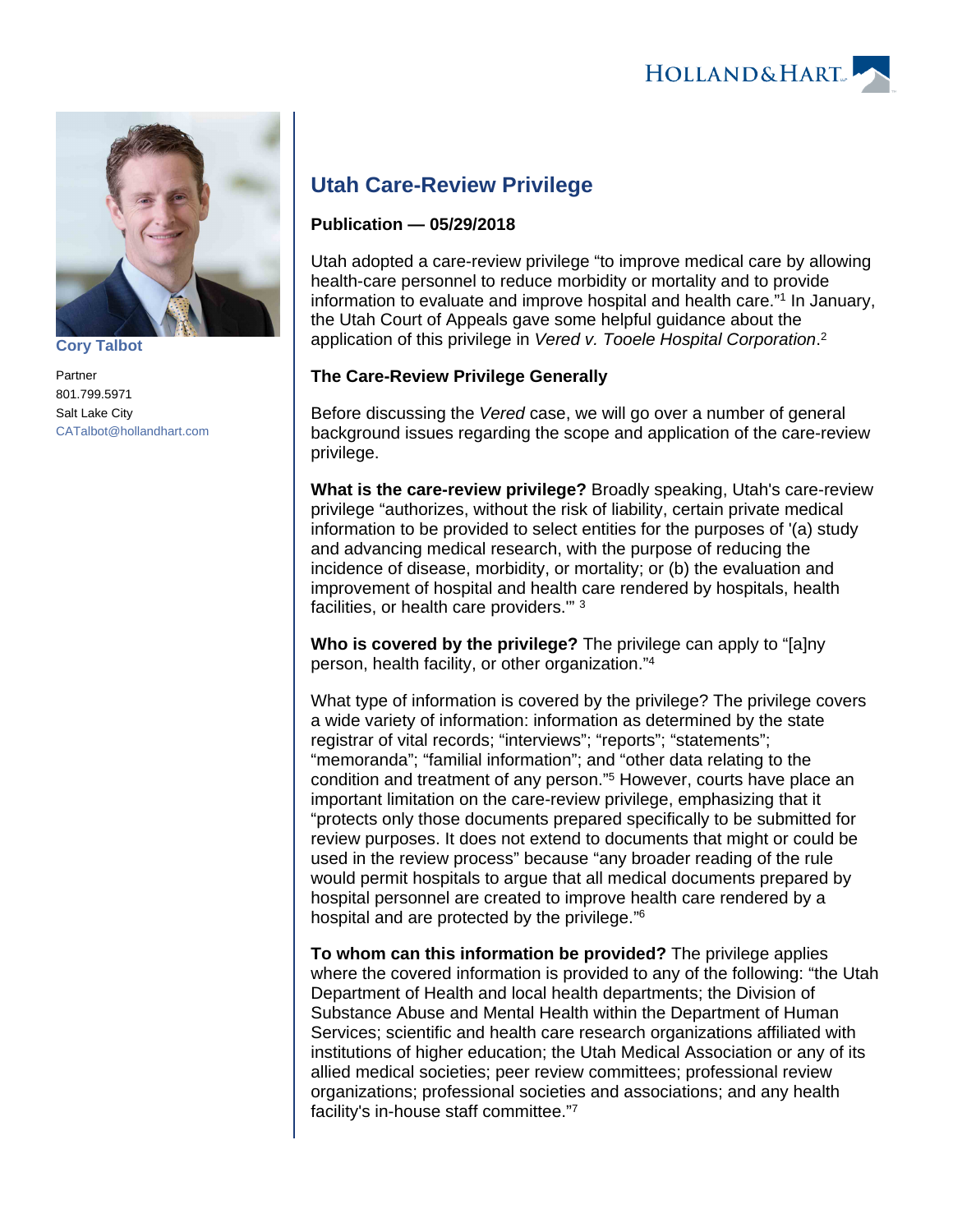Cory Talbot

Partner
801.799.5971
Salt Lake City
CATalbot@hollandhart.com

# Utah Care-Review Privilege

**Publication — 05/29/2018**

Utah adopted a care-review privilege "to improve medical care by allowing health-care personnel to reduce morbidity or mortality and to provide information to evaluate and improve hospital and health care."[1] In January, the Utah Court of Appeals gave some helpful guidance about the application of this privilege in *Vered v. Tooele Hospital Corporation*.[2]

## The Care-Review Privilege Generally

Before discussing the *Vered* case, we will go over a number of general background issues regarding the scope and application of the care-review privilege.

**What is the care-review privilege?** Broadly speaking, Utah's care-review privilege "authorizes, without the risk of liability, certain private medical information to be provided to select entities for the purposes of '(a) study and advancing medical research, with the purpose of reducing the incidence of disease, morbidity, or mortality; or (b) the evaluation and improvement of hospital and health care rendered by hospitals, health facilities, or health care providers.'" [3]

**Who is covered by the privilege?** The privilege can apply to "[a]ny person, health facility, or other organization."[4]

What type of information is covered by the privilege? The privilege covers a wide variety of information: information as determined by the state registrar of vital records; "interviews"; "reports"; "statements"; "memoranda"; "familial information"; and "other data relating to the condition and treatment of any person."[5] However, courts have place an important limitation on the care-review privilege, emphasizing that it "protects only those documents prepared specifically to be submitted for review purposes. It does not extend to documents that might or could be used in the review process" because "any broader reading of the rule would permit hospitals to argue that all medical documents prepared by hospital personnel are created to improve health care rendered by a hospital and are protected by the privilege."[6]

**To whom can this information be provided?** The privilege applies where the covered information is provided to any of the following: "the Utah Department of Health and local health departments; the Division of Substance Abuse and Mental Health within the Department of Human Services; scientific and health care research organizations affiliated with institutions of higher education; the Utah Medical Association or any of its allied medical societies; peer review committees; professional review organizations; professional societies and associations; and any health facility's in-house staff committee."[7]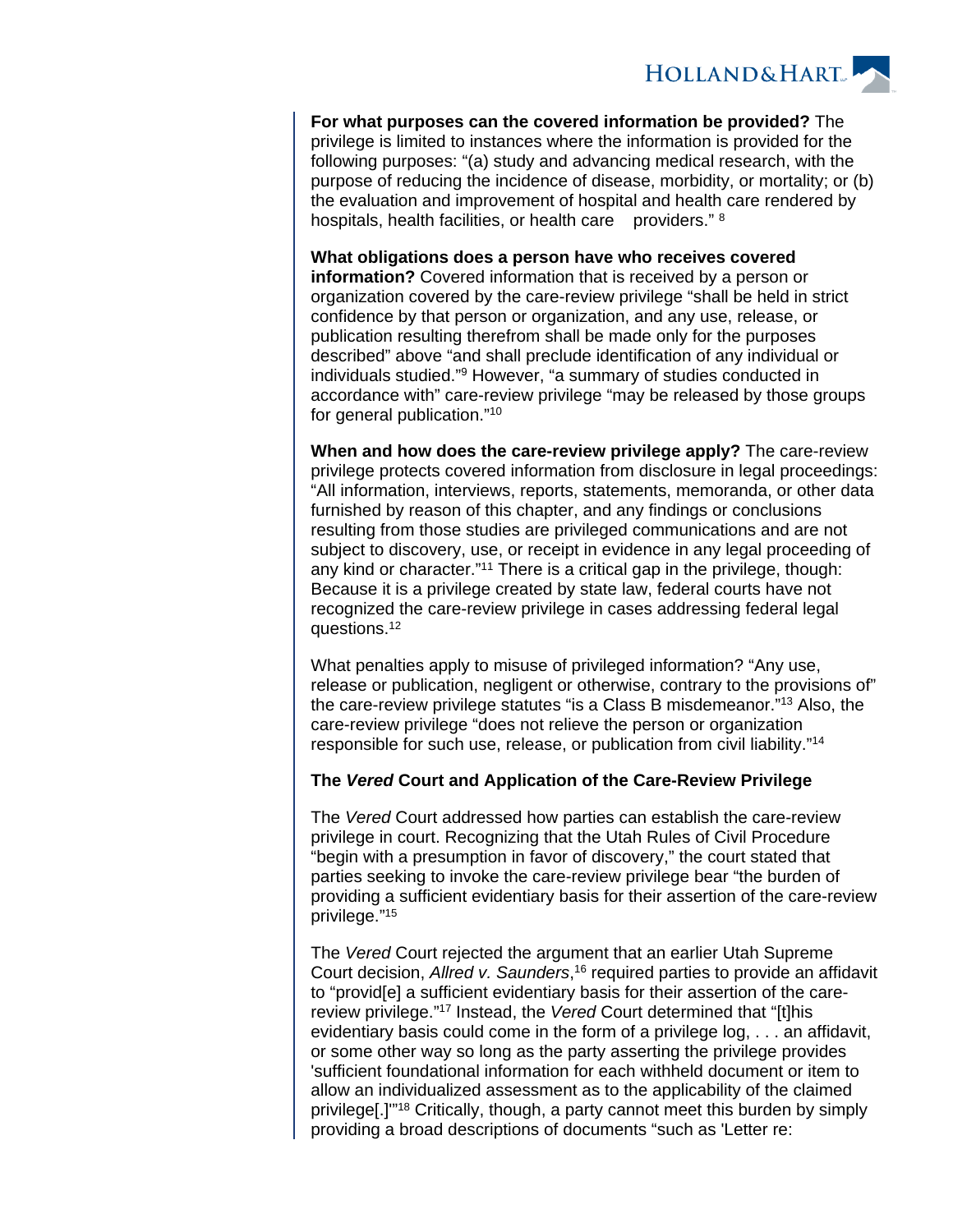**For what purposes can the covered information be provided?** The privilege is limited to instances where the information is provided for the following purposes: "(a) study and advancing medical research, with the purpose of reducing the incidence of disease, morbidity, or mortality; or (b) the evaluation and improvement of hospital and health care rendered by hospitals, health facilities, or health care providers." [8]

**What obligations does a person have who receives covered information?** Covered information that is received by a person or organization covered by the care-review privilege "shall be held in strict confidence by that person or organization, and any use, release, or publication resulting therefrom shall be made only for the purposes described" above "and shall preclude identification of any individual or individuals studied."[9] However, "a summary of studies conducted in accordance with" care-review privilege "may be released by those groups for general publication."[10]

**When and how does the care-review privilege apply?** The care-review privilege protects covered information from disclosure in legal proceedings: "All information, interviews, reports, statements, memoranda, or other data furnished by reason of this chapter, and any findings or conclusions resulting from those studies are privileged communications and are not subject to discovery, use, or receipt in evidence in any legal proceeding of any kind or character."[11] There is a critical gap in the privilege, though: Because it is a privilege created by state law, federal courts have not recognized the care-review privilege in cases addressing federal legal questions.[12]

What penalties apply to misuse of privileged information? "Any use, release or publication, negligent or otherwise, contrary to the provisions of" the care-review privilege statutes "is a Class B misdemeanor."[13] Also, the care-review privilege "does not relieve the person or organization responsible for such use, release, or publication from civil liability."[14]

**The *Vered* Court and Application of the Care-Review Privilege**

The *Vered* Court addressed how parties can establish the care-review privilege in court. Recognizing that the Utah Rules of Civil Procedure "begin with a presumption in favor of discovery," the court stated that parties seeking to invoke the care-review privilege bear "the burden of providing a sufficient evidentiary basis for their assertion of the care-review privilege."[15]

The *Vered* Court rejected the argument that an earlier Utah Supreme Court decision, *Allred v. Saunders*,[16] required parties to provide an affidavit to "provid[e] a sufficient evidentiary basis for their assertion of the care-review privilege."[17] Instead, the *Vered* Court determined that "[t]his evidentiary basis could come in the form of a privilege log, . . . an affidavit, or some other way so long as the party asserting the privilege provides 'sufficient foundational information for each withheld document or item to allow an individualized assessment as to the applicability of the claimed privilege[.]'"[18] Critically, though, a party cannot meet this burden by simply providing a broad descriptions of documents "such as 'Letter re: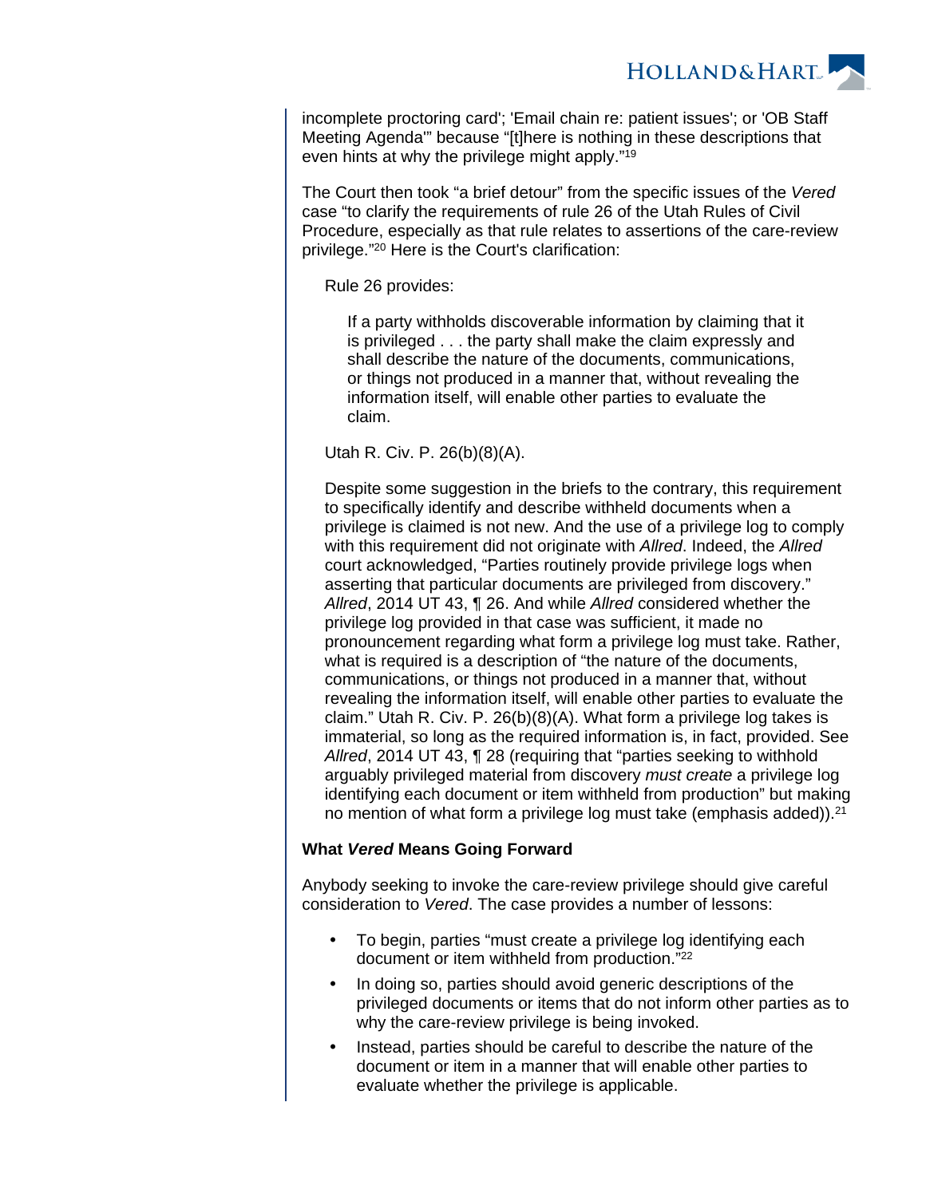incomplete proctoring card'; 'Email chain re: patient issues'; or 'OB Staff Meeting Agenda'" because "[t]here is nothing in these descriptions that even hints at why the privilege might apply."[19]

The Court then took "a brief detour" from the specific issues of the *Vered* case "to clarify the requirements of rule 26 of the Utah Rules of Civil Procedure, especially as that rule relates to assertions of the care-review privilege."[20] Here is the Court's clarification:

> Rule 26 provides:
>
> > If a party withholds discoverable information by claiming that it is privileged . . . the party shall make the claim expressly and shall describe the nature of the documents, communications, or things not produced in a manner that, without revealing the information itself, will enable other parties to evaluate the claim.
>
> Utah R. Civ. P. 26(b)(8)(A).
>
> Despite some suggestion in the briefs to the contrary, this requirement to specifically identify and describe withheld documents when a privilege is claimed is not new. And the use of a privilege log to comply with this requirement did not originate with *Allred*. Indeed, the *Allred* court acknowledged, "Parties routinely provide privilege logs when asserting that particular documents are privileged from discovery." *Allred*, 2014 UT 43, ¶ 26. And while *Allred* considered whether the privilege log provided in that case was sufficient, it made no pronouncement regarding what form a privilege log must take. Rather, what is required is a description of "the nature of the documents, communications, or things not produced in a manner that, without revealing the information itself, will enable other parties to evaluate the claim." Utah R. Civ. P. 26(b)(8)(A). What form a privilege log takes is immaterial, so long as the required information is, in fact, provided. See *Allred*, 2014 UT 43, ¶ 28 (requiring that "parties seeking to withhold arguably privileged material from discovery *must create* a privilege log identifying each document or item withheld from production" but making no mention of what form a privilege log must take (emphasis added)).[21]

**What *Vered* Means Going Forward**

Anybody seeking to invoke the care-review privilege should give careful consideration to *Vered*. The case provides a number of lessons:

- To begin, parties "must create a privilege log identifying each document or item withheld from production."[22]
- In doing so, parties should avoid generic descriptions of the privileged documents or items that do not inform other parties as to why the care-review privilege is being invoked.
- Instead, parties should be careful to describe the nature of the document or item in a manner that will enable other parties to evaluate whether the privilege is applicable.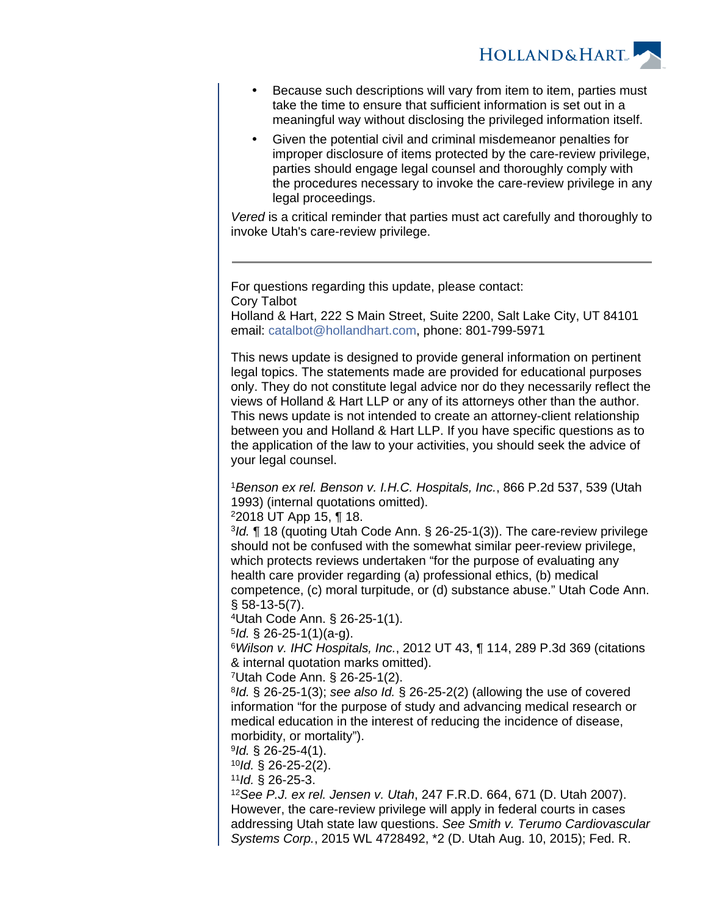- Because such descriptions will vary from item to item, parties must take the time to ensure that sufficient information is set out in a meaningful way without disclosing the privileged information itself.
- Given the potential civil and criminal misdemeanor penalties for improper disclosure of items protected by the care-review privilege, parties should engage legal counsel and thoroughly comply with the procedures necessary to invoke the care-review privilege in any legal proceedings.

*Vered* is a critical reminder that parties must act carefully and thoroughly to invoke Utah's care-review privilege.

---

For questions regarding this update, please contact:
Cory Talbot
Holland & Hart, 222 S Main Street, Suite 2200, Salt Lake City, UT 84101
email: catalbot@hollandhart.com, phone: 801-799-5971

This news update is designed to provide general information on pertinent legal topics. The statements made are provided for educational purposes only. They do not constitute legal advice nor do they necessarily reflect the views of Holland & Hart LLP or any of its attorneys other than the author. This news update is not intended to create an attorney-client relationship between you and Holland & Hart LLP. If you have specific questions as to the application of the law to your activities, you should seek the advice of your legal counsel.

[1]*Benson ex rel. Benson v. I.H.C. Hospitals, Inc.*, 866 P.2d 537, 539 (Utah 1993) (internal quotations omitted).
[2]2018 UT App 15, ¶ 18.
[3]*Id.* ¶ 18 (quoting Utah Code Ann. § 26-25-1(3)). The care-review privilege should not be confused with the somewhat similar peer-review privilege, which protects reviews undertaken "for the purpose of evaluating any health care provider regarding (a) professional ethics, (b) medical competence, (c) moral turpitude, or (d) substance abuse." Utah Code Ann. § 58-13-5(7).
[4]Utah Code Ann. § 26-25-1(1).
[5]*Id.* § 26-25-1(1)(a-g).
[6]*Wilson v. IHC Hospitals, Inc.*, 2012 UT 43, ¶ 114, 289 P.3d 369 (citations & internal quotation marks omitted).
[7]Utah Code Ann. § 26-25-1(2).
[8]*Id.* § 26-25-1(3); *see also Id.* § 26-25-2(2) (allowing the use of covered information "for the purpose of study and advancing medical research or medical education in the interest of reducing the incidence of disease, morbidity, or mortality").
[9]*Id.* § 26-25-4(1).
[10]*Id.* § 26-25-2(2).
[11]*Id.* § 26-25-3.
[12]*See P.J. ex rel. Jensen v. Utah*, 247 F.R.D. 664, 671 (D. Utah 2007). However, the care-review privilege will apply in federal courts in cases addressing Utah state law questions. *See Smith v. Terumo Cardiovascular Systems Corp.*, 2015 WL 4728492, *2 (D. Utah Aug. 10, 2015); Fed. R.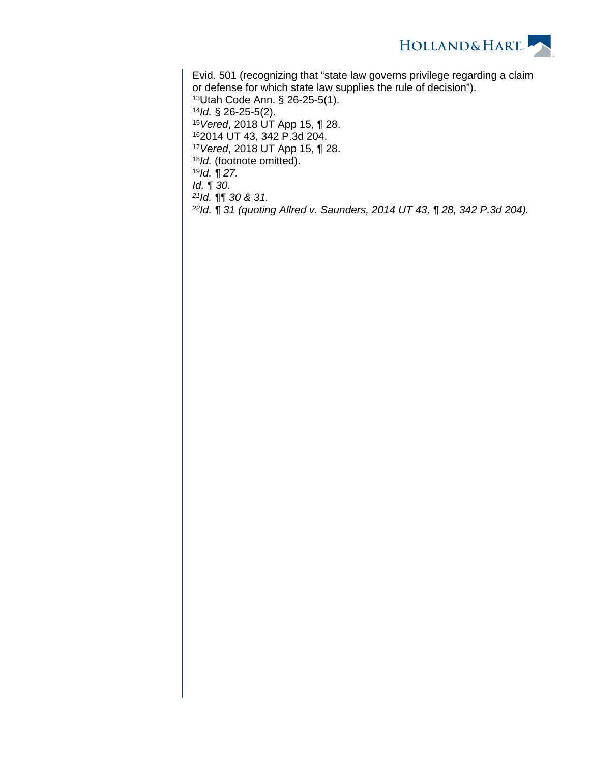Evid. 501 (recognizing that "state law governs privilege regarding a claim or defense for which state law supplies the rule of decision").

[13]Utah Code Ann. § 26-25-5(1).

[14]*Id.* § 26-25-5(2).

[15]*Vered*, 2018 UT App 15, ¶ 28.

[16]2014 UT 43, 342 P.3d 204.

[17]*Vered*, 2018 UT App 15, ¶ 28.

[18]*Id.* (footnote omitted).

[19]*Id. ¶ 27.*

*Id. ¶ 30.*

[21]*Id. ¶¶ 30 & 31.*

[22]*Id. ¶ 31 (quoting Allred v. Saunders, 2014 UT 43, ¶ 28, 342 P.3d 204).*